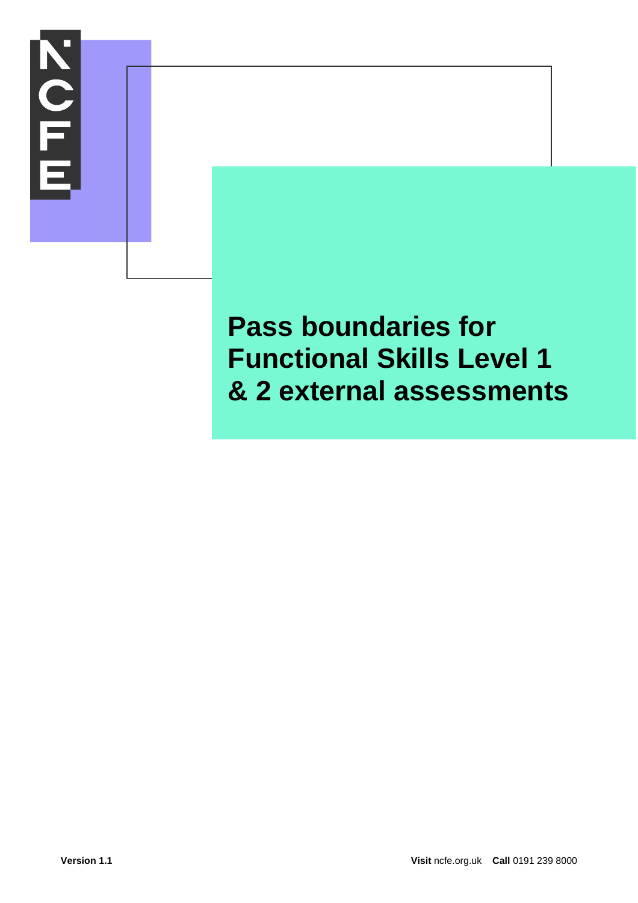# Pass boundaries for Functional Skills Level 1 & 2 external assessments

**Version 1.1**

**Visit** ncfe.org.uk **Call** 0191 239 8000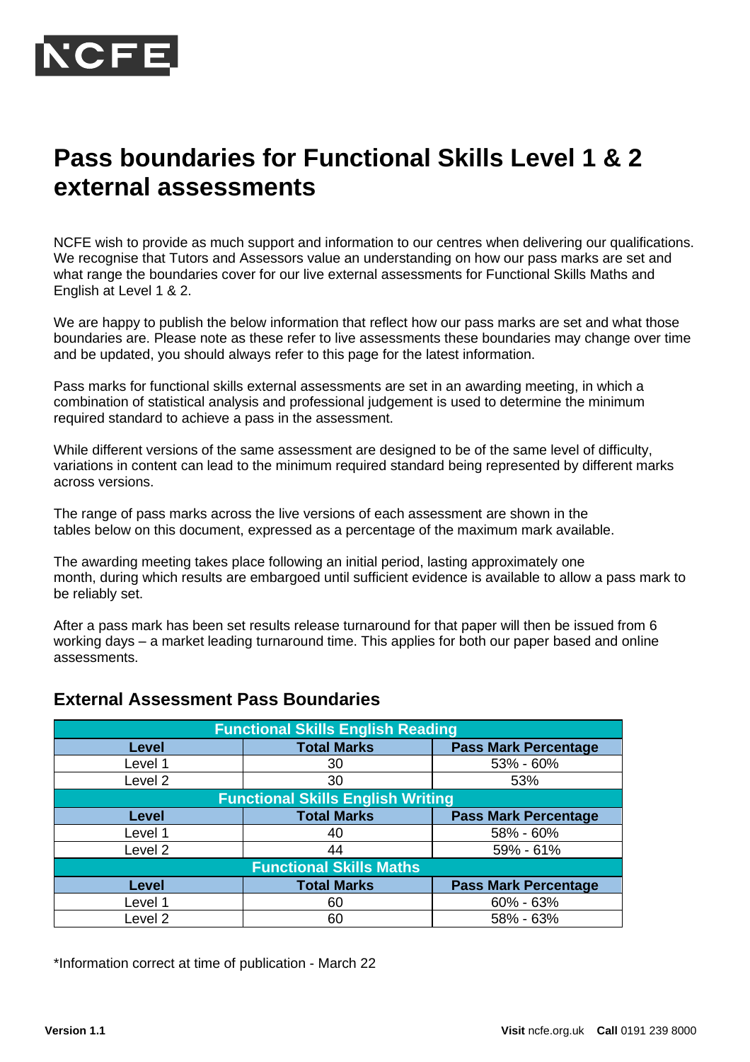# Pass boundaries for Functional Skills Level 1 & 2 external assessments

NCFE wish to provide as much support and information to our centres when delivering our qualifications. We recognise that Tutors and Assessors value an understanding on how our pass marks are set and what range the boundaries cover for our live external assessments for Functional Skills Maths and English at Level 1 & 2.

We are happy to publish the below information that reflect how our pass marks are set and what those boundaries are. Please note as these refer to live assessments these boundaries may change over time and be updated, you should always refer to this page for the latest information.

Pass marks for functional skills external assessments are set in an awarding meeting, in which a combination of statistical analysis and professional judgement is used to determine the minimum required standard to achieve a pass in the assessment.

While different versions of the same assessment are designed to be of the same level of difficulty, variations in content can lead to the minimum required standard being represented by different marks across versions.

The range of pass marks across the live versions of each assessment are shown in the tables below on this document, expressed as a percentage of the maximum mark available.

The awarding meeting takes place following an initial period, lasting approximately one month, during which results are embargoed until sufficient evidence is available to allow a pass mark to be reliably set.

After a pass mark has been set results release turnaround for that paper will then be issued from 6 working days – a market leading turnaround time. This applies for both our paper based and online assessments.

## External Assessment Pass Boundaries

| Functional Skills English Reading | | |
|---|---|---|
| **Level** | **Total Marks** | **Pass Mark Percentage** |
| Level 1 | 30 | 53% - 60% |
| Level 2 | 30 | 53% |
| **Functional Skills English Writing** | | |
| **Level** | **Total Marks** | **Pass Mark Percentage** |
| Level 1 | 40 | 58% - 60% |
| Level 2 | 44 | 59% - 61% |
| **Functional Skills Maths** | | |
| **Level** | **Total Marks** | **Pass Mark Percentage** |
| Level 1 | 60 | 60% - 63% |
| Level 2 | 60 | 58% - 63% |

*Information correct at time of publication - March 22